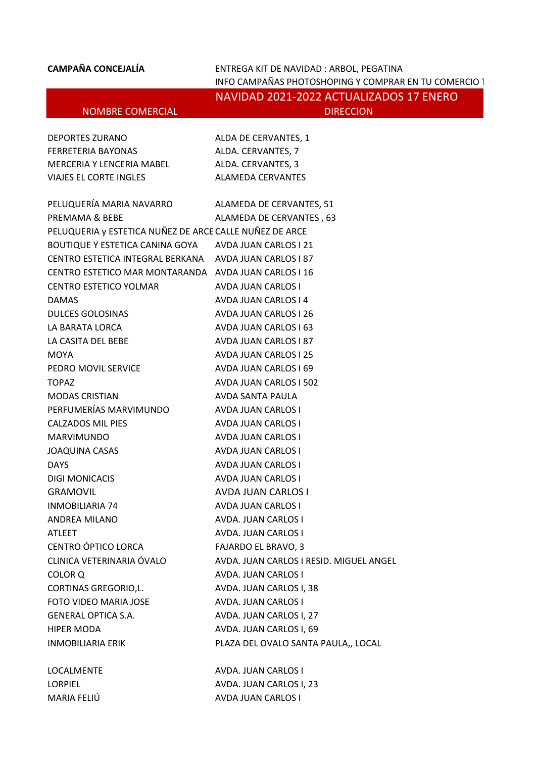**CAMPAÑA CONCEJALÍA** ENTREGA KIT DE NAVIDAD : ARBOL, PEGATINA

INFO CAMPAÑAS PHOTOSHOPING Y COMPRAR EN TU COMERCIO T

NAVIDAD 2021-2022 ACTUALIZADOS 17 ENERO

| NOMBRE COMERCIAL | DIRECCION |
|---|---|
| DEPORTES ZURANO | ALDA DE CERVANTES, 1 |
| FERRETERIA BAYONAS | ALDA. CERVANTES, 7 |
| MERCERIA Y LENCERIA MABEL | ALDA. CERVANTES, 3 |
| VIAJES EL CORTE INGLES | ALAMEDA CERVANTES |
| PELUQUERÍA MARIA NAVARRO | ALAMEDA DE CERVANTES, 51 |
| PREMAMA & BEBE | ALAMEDA DE CERVANTES , 63 |
| PELUQUERIA y ESTETICA NUÑEZ DE ARCE | CALLE NUÑEZ DE ARCE |
| BOUTIQUE Y ESTETICA CANINA GOYA | AVDA JUAN CARLOS I 21 |
| CENTRO ESTETICA INTEGRAL BERKANA | AVDA JUAN CARLOS I 87 |
| CENTRO ESTETICO MAR MONTARANDA | AVDA JUAN CARLOS I 16 |
| CENTRO ESTETICO YOLMAR | AVDA JUAN CARLOS I |
| DAMAS | AVDA JUAN CARLOS I 4 |
| DULCES GOLOSINAS | AVDA JUAN CARLOS I 26 |
| LA BARATA LORCA | AVDA JUAN CARLOS I 63 |
| LA CASITA DEL BEBE | AVDA JUAN CARLOS I 87 |
| MOYA | AVDA JUAN CARLOS I 25 |
| PEDRO MOVIL SERVICE | AVDA JUAN CARLOS I 69 |
| TOPAZ | AVDA JUAN CARLOS I 502 |
| MODAS CRISTIAN | AVDA SANTA PAULA |
| PERFUMERÍAS MARVIMUNDO | AVDA JUAN CARLOS I |
| CALZADOS MIL PIES | AVDA JUAN CARLOS I |
| MARVIMUNDO | AVDA JUAN CARLOS I |
| JOAQUINA CASAS | AVDA JUAN CARLOS I |
| DAYS | AVDA JUAN CARLOS I |
| DIGI MONICACIS | AVDA JUAN CARLOS I |
| GRAMOVIL | AVDA JUAN CARLOS I |
| INMOBILIARIA 74 | AVDA JUAN CARLOS I |
| ANDREA MILANO | AVDA. JUAN CARLOS I |
| ATLEET | AVDA. JUAN CARLOS I |
| CENTRO ÓPTICO LORCA | FAJARDO EL BRAVO, 3 |
| CLINICA VETERINARIA ÓVALO | AVDA. JUAN CARLOS I RESID. MIGUEL ANGEL |
| COLOR Q | AVDA. JUAN CARLOS I |
| CORTINAS GREGORIO,L. | AVDA. JUAN CARLOS I, 38 |
| FOTO VIDEO MARIA JOSE | AVDA. JUAN CARLOS I |
| GENERAL OPTICA S.A. | AVDA. JUAN CARLOS I, 27 |
| HIPER MODA | AVDA. JUAN CARLOS I, 69 |
| INMOBILIARIA ERIK | PLAZA DEL OVALO SANTA PAULA,, LOCAL |
| LOCALMENTE | AVDA. JUAN CARLOS I |
| LORPIEL | AVDA. JUAN CARLOS I, 23 |
| MARIA FELIÚ | AVDA JUAN CARLOS I |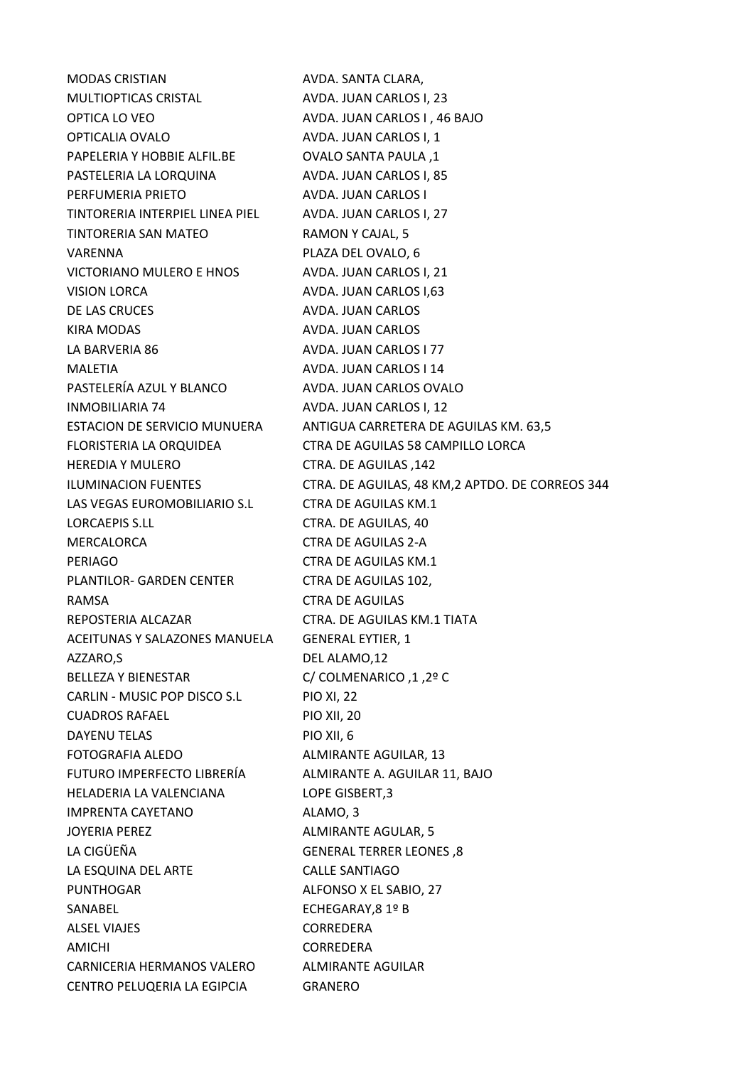| | |
|---|---|
| MODAS CRISTIAN | AVDA. SANTA CLARA, |
| MULTIOPTICAS CRISTAL | AVDA. JUAN CARLOS I, 23 |
| OPTICA LO VEO | AVDA. JUAN CARLOS I , 46 BAJO |
| OPTICALIA OVALO | AVDA. JUAN CARLOS I, 1 |
| PAPELERIA Y HOBBIE ALFIL.BE | OVALO SANTA PAULA ,1 |
| PASTELERIA LA LORQUINA | AVDA. JUAN CARLOS I, 85 |
| PERFUMERIA PRIETO | AVDA. JUAN CARLOS I |
| TINTORERIA INTERPIEL LINEA PIEL | AVDA. JUAN CARLOS I, 27 |
| TINTORERIA SAN MATEO | RAMON Y CAJAL, 5 |
| VARENNA | PLAZA DEL OVALO, 6 |
| VICTORIANO MULERO E HNOS | AVDA. JUAN CARLOS I, 21 |
| VISION LORCA | AVDA. JUAN CARLOS I,63 |
| DE LAS CRUCES | AVDA. JUAN CARLOS |
| KIRA MODAS | AVDA. JUAN CARLOS |
| LA BARVERIA 86 | AVDA. JUAN CARLOS I 77 |
| MALETIA | AVDA. JUAN CARLOS I 14 |
| PASTELERÍA AZUL Y BLANCO | AVDA. JUAN CARLOS OVALO |
| INMOBILIARIA 74 | AVDA. JUAN CARLOS I, 12 |
| ESTACION DE SERVICIO MUNUERA | ANTIGUA CARRETERA DE AGUILAS KM. 63,5 |
| FLORISTERIA LA ORQUIDEA | CTRA DE AGUILAS 58 CAMPILLO LORCA |
| HEREDIA Y MULERO | CTRA. DE AGUILAS ,142 |
| ILUMINACION FUENTES | CTRA. DE AGUILAS, 48 KM,2 APTDO. DE CORREOS 344 |
| LAS VEGAS EUROMOBILIARIO S.L | CTRA DE AGUILAS KM.1 |
| LORCAEPIS S.LL | CTRA. DE AGUILAS, 40 |
| MERCALORCA | CTRA DE AGUILAS 2-A |
| PERIAGO | CTRA DE AGUILAS KM.1 |
| PLANTILOR- GARDEN CENTER | CTRA DE AGUILAS 102, |
| RAMSA | CTRA DE AGUILAS |
| REPOSTERIA ALCAZAR | CTRA. DE AGUILAS KM.1 TIATA |
| ACEITUNAS Y SALAZONES MANUELA | GENERAL EYTIER, 1 |
| AZZARO,S | DEL ALAMO,12 |
| BELLEZA Y BIENESTAR | C/ COLMENARICO ,1 ,2º C |
| CARLIN - MUSIC POP DISCO S.L | PIO XI, 22 |
| CUADROS RAFAEL | PIO XII, 20 |
| DAYENU TELAS | PIO XII, 6 |
| FOTOGRAFIA ALEDO | ALMIRANTE AGUILAR, 13 |
| FUTURO IMPERFECTO LIBRERÍA | ALMIRANTE A. AGUILAR 11, BAJO |
| HELADERIA LA VALENCIANA | LOPE GISBERT,3 |
| IMPRENTA CAYETANO | ALAMO, 3 |
| JOYERIA PEREZ | ALMIRANTE AGULAR, 5 |
| LA CIGÜEÑA | GENERAL TERRER LEONES ,8 |
| LA ESQUINA DEL ARTE | CALLE SANTIAGO |
| PUNTHOGAR | ALFONSO X EL SABIO, 27 |
| SANABEL | ECHEGARAY,8 1º B |
| ALSEL VIAJES | CORREDERA |
| AMICHI | CORREDERA |
| CARNICERIA HERMANOS VALERO | ALMIRANTE AGUILAR |
| CENTRO PELUQERIA LA EGIPCIA | GRANERO |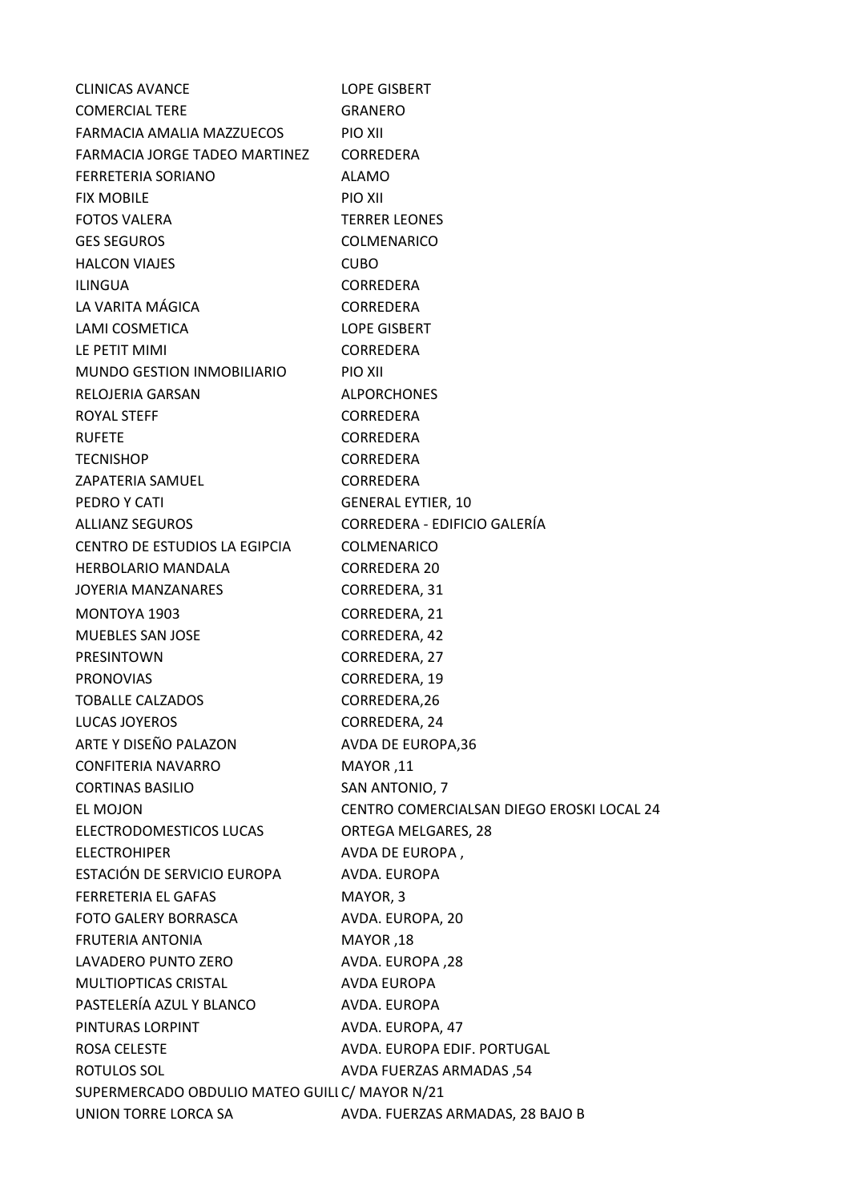| | |
|---|---|
| CLINICAS AVANCE | LOPE GISBERT |
| COMERCIAL TERE | GRANERO |
| FARMACIA AMALIA MAZZUECOS | PIO XII |
| FARMACIA JORGE TADEO MARTINEZ | CORREDERA |
| FERRETERIA SORIANO | ALAMO |
| FIX MOBILE | PIO XII |
| FOTOS VALERA | TERRER LEONES |
| GES SEGUROS | COLMENARICO |
| HALCON VIAJES | CUBO |
| ILINGUA | CORREDERA |
| LA VARITA MÁGICA | CORREDERA |
| LAMI COSMETICA | LOPE GISBERT |
| LE PETIT MIMI | CORREDERA |
| MUNDO GESTION INMOBILIARIO | PIO XII |
| RELOJERIA GARSAN | ALPORCHONES |
| ROYAL STEFF | CORREDERA |
| RUFETE | CORREDERA |
| TECNISHOP | CORREDERA |
| ZAPATERIA SAMUEL | CORREDERA |
| PEDRO Y CATI | GENERAL EYTIER, 10 |
| ALLIANZ SEGUROS | CORREDERA - EDIFICIO GALERÍA |
| CENTRO DE ESTUDIOS LA EGIPCIA | COLMENARICO |
| HERBOLARIO MANDALA | CORREDERA 20 |
| JOYERIA MANZANARES | CORREDERA, 31 |
| MONTOYA 1903 | CORREDERA, 21 |
| MUEBLES SAN JOSE | CORREDERA, 42 |
| PRESINTOWN | CORREDERA, 27 |
| PRONOVIAS | CORREDERA, 19 |
| TOBALLE CALZADOS | CORREDERA,26 |
| LUCAS JOYEROS | CORREDERA, 24 |
| ARTE Y DISEÑO PALAZON | AVDA DE EUROPA,36 |
| CONFITERIA NAVARRO | MAYOR ,11 |
| CORTINAS BASILIO | SAN ANTONIO, 7 |
| EL MOJON | CENTRO COMERCIALSAN DIEGO EROSKI LOCAL 24 |
| ELECTRODOMESTICOS LUCAS | ORTEGA MELGARES, 28 |
| ELECTROHIPER | AVDA DE EUROPA , |
| ESTACIÓN DE SERVICIO EUROPA | AVDA. EUROPA |
| FERRETERIA EL GAFAS | MAYOR, 3 |
| FOTO GALERY BORRASCA | AVDA. EUROPA, 20 |
| FRUTERIA ANTONIA | MAYOR ,18 |
| LAVADERO PUNTO ZERO | AVDA. EUROPA ,28 |
| MULTIOPTICAS CRISTAL | AVDA EUROPA |
| PASTELERÍA AZUL Y BLANCO | AVDA. EUROPA |
| PINTURAS LORPINT | AVDA. EUROPA, 47 |
| ROSA CELESTE | AVDA. EUROPA EDIF. PORTUGAL |
| ROTULOS SOL | AVDA FUERZAS ARMADAS ,54 |
| SUPERMERCADO OBDULIO MATEO GUILL | C/ MAYOR N/21 |
| UNION TORRE LORCA SA | AVDA. FUERZAS ARMADAS, 28 BAJO B |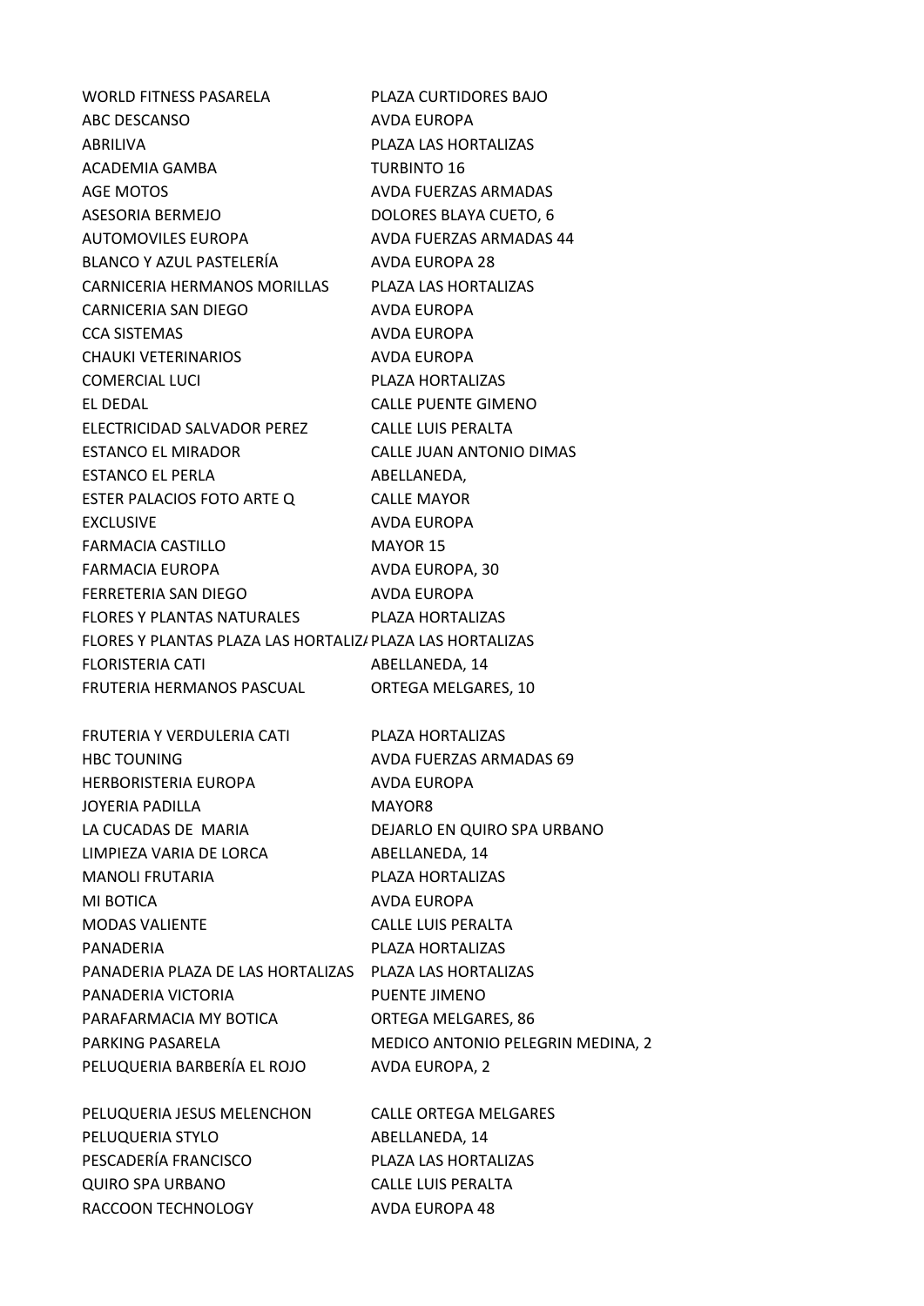| | |
|---|---|
| WORLD FITNESS PASARELA | PLAZA CURTIDORES BAJO |
| ABC DESCANSO | AVDA EUROPA |
| ABRILIVA | PLAZA LAS HORTALIZAS |
| ACADEMIA GAMBA | TURBINTO 16 |
| AGE MOTOS | AVDA FUERZAS ARMADAS |
| ASESORIA BERMEJO | DOLORES BLAYA CUETO, 6 |
| AUTOMOVILES EUROPA | AVDA FUERZAS ARMADAS 44 |
| BLANCO Y AZUL PASTELERÍA | AVDA EUROPA 28 |
| CARNICERIA HERMANOS MORILLAS | PLAZA LAS HORTALIZAS |
| CARNICERIA SAN DIEGO | AVDA EUROPA |
| CCA SISTEMAS | AVDA EUROPA |
| CHAUKI VETERINARIOS | AVDA EUROPA |
| COMERCIAL LUCI | PLAZA HORTALIZAS |
| EL DEDAL | CALLE PUENTE GIMENO |
| ELECTRICIDAD SALVADOR PEREZ | CALLE LUIS PERALTA |
| ESTANCO EL MIRADOR | CALLE JUAN ANTONIO DIMAS |
| ESTANCO EL PERLA | ABELLANEDA, |
| ESTER PALACIOS FOTO ARTE Q | CALLE MAYOR |
| EXCLUSIVE | AVDA EUROPA |
| FARMACIA CASTILLO | MAYOR 15 |
| FARMACIA EUROPA | AVDA EUROPA, 30 |
| FERRETERIA SAN DIEGO | AVDA EUROPA |
| FLORES Y PLANTAS NATURALES | PLAZA HORTALIZAS |
| FLORES Y PLANTAS PLAZA LAS HORTALIZ/ | PLAZA LAS HORTALIZAS |
| FLORISTERIA CATI | ABELLANEDA, 14 |
| FRUTERIA HERMANOS PASCUAL | ORTEGA MELGARES, 10 |
| FRUTERIA Y VERDULERIA CATI | PLAZA HORTALIZAS |
| HBC TOUNING | AVDA FUERZAS ARMADAS 69 |
| HERBORISTERIA EUROPA | AVDA EUROPA |
| JOYERIA PADILLA | MAYOR8 |
| LA CUCADAS DE MARIA | DEJARLO EN QUIRO SPA URBANO |
| LIMPIEZA VARIA DE LORCA | ABELLANEDA, 14 |
| MANOLI FRUTARIA | PLAZA HORTALIZAS |
| MI BOTICA | AVDA EUROPA |
| MODAS VALIENTE | CALLE LUIS PERALTA |
| PANADERIA | PLAZA HORTALIZAS |
| PANADERIA PLAZA DE LAS HORTALIZAS | PLAZA LAS HORTALIZAS |
| PANADERIA VICTORIA | PUENTE JIMENO |
| PARAFARMACIA MY BOTICA | ORTEGA MELGARES, 86 |
| PARKING PASARELA | MEDICO ANTONIO PELEGRIN MEDINA, 2 |
| PELUQUERIA BARBERÍA EL ROJO | AVDA EUROPA, 2 |
| PELUQUERIA JESUS MELENCHON | CALLE ORTEGA MELGARES |
| PELUQUERIA STYLO | ABELLANEDA, 14 |
| PESCADERÍA FRANCISCO | PLAZA LAS HORTALIZAS |
| QUIRO SPA URBANO | CALLE LUIS PERALTA |
| RACCOON TECHNOLOGY | AVDA EUROPA 48 |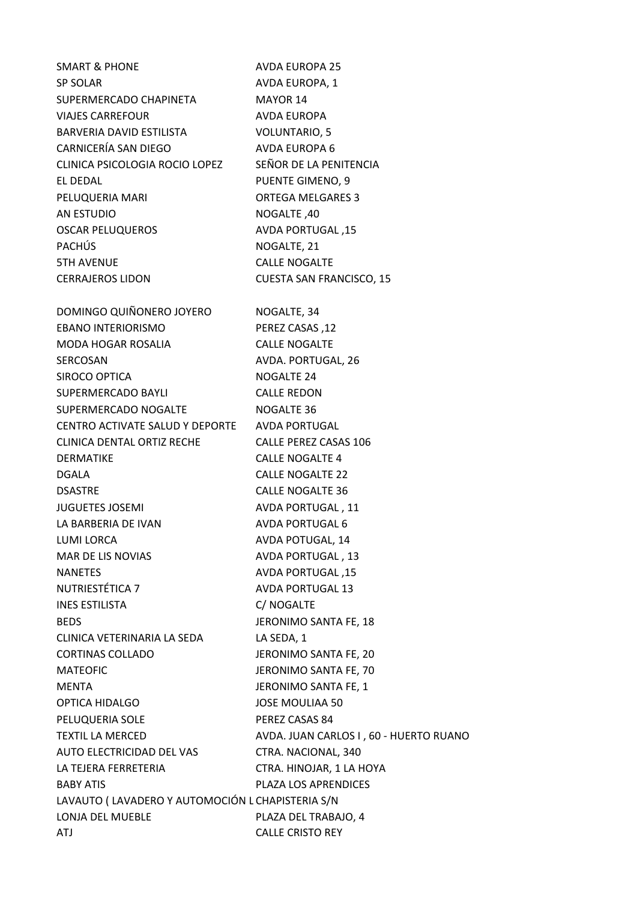| | |
|---|---|
| SMART & PHONE | AVDA EUROPA 25 |
| SP SOLAR | AVDA EUROPA, 1 |
| SUPERMERCADO CHAPINETA | MAYOR 14 |
| VIAJES CARREFOUR | AVDA EUROPA |
| BARVERIA DAVID ESTILISTA | VOLUNTARIO, 5 |
| CARNICERÍA SAN DIEGO | AVDA EUROPA 6 |
| CLINICA PSICOLOGIA ROCIO LOPEZ | SEÑOR DE LA PENITENCIA |
| EL DEDAL | PUENTE GIMENO, 9 |
| PELUQUERIA MARI | ORTEGA MELGARES 3 |
| AN ESTUDIO | NOGALTE ,40 |
| OSCAR PELUQUEROS | AVDA PORTUGAL ,15 |
| PACHÚS | NOGALTE, 21 |
| 5TH AVENUE | CALLE NOGALTE |
| CERRAJEROS LIDON | CUESTA SAN FRANCISCO, 15 |
| | |
| DOMINGO QUIÑONERO JOYERO | NOGALTE, 34 |
| EBANO INTERIORISMO | PEREZ CASAS ,12 |
| MODA HOGAR ROSALIA | CALLE NOGALTE |
| SERCOSAN | AVDA. PORTUGAL, 26 |
| SIROCO OPTICA | NOGALTE 24 |
| SUPERMERCADO BAYLI | CALLE REDON |
| SUPERMERCADO NOGALTE | NOGALTE 36 |
| CENTRO ACTIVATE SALUD Y DEPORTE | AVDA PORTUGAL |
| CLINICA DENTAL ORTIZ RECHE | CALLE PEREZ CASAS 106 |
| DERMATIKE | CALLE NOGALTE 4 |
| DGALA | CALLE NOGALTE 22 |
| DSASTRE | CALLE NOGALTE 36 |
| JUGUETES JOSEMI | AVDA PORTUGAL , 11 |
| LA BARBERIA DE IVAN | AVDA PORTUGAL 6 |
| LUMI LORCA | AVDA POTUGAL, 14 |
| MAR DE LIS NOVIAS | AVDA PORTUGAL , 13 |
| NANETES | AVDA PORTUGAL ,15 |
| NUTRIESTÉTICA 7 | AVDA PORTUGAL 13 |
| INES ESTILISTA | C/ NOGALTE |
| BEDS | JERONIMO SANTA FE, 18 |
| CLINICA VETERINARIA LA SEDA | LA SEDA, 1 |
| CORTINAS COLLADO | JERONIMO SANTA FE, 20 |
| MATEOFIC | JERONIMO SANTA FE, 70 |
| MENTA | JERONIMO SANTA FE, 1 |
| OPTICA HIDALGO | JOSE MOULIAA 50 |
| PELUQUERIA SOLE | PEREZ CASAS 84 |
| TEXTIL LA MERCED | AVDA. JUAN CARLOS I , 60 - HUERTO RUANO |
| AUTO ELECTRICIDAD DEL VAS | CTRA. NACIONAL, 340 |
| LA TEJERA FERRETERIA | CTRA. HINOJAR, 1 LA HOYA |
| BABY ATIS | PLAZA LOS APRENDICES |
| LAVAUTO ( LAVADERO Y AUTOMOCIÓN L | CHAPISTERIA S/N |
| LONJA DEL MUEBLE | PLAZA DEL TRABAJO, 4 |
| ATJ | CALLE CRISTO REY |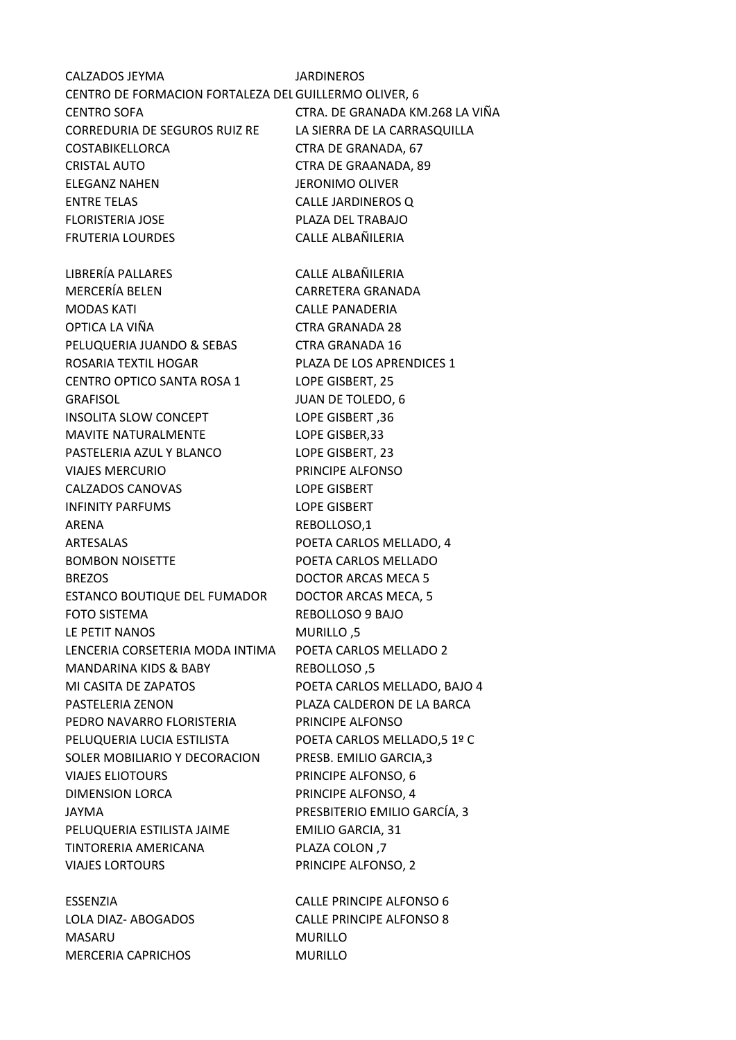| | |
|---|---|
| CALZADOS JEYMA | JARDINEROS |
| CENTRO DE FORMACION FORTALEZA DEL | GUILLERMO OLIVER, 6 |
| CENTRO SOFA | CTRA. DE GRANADA KM.268 LA VIÑA |
| CORREDURIA DE SEGUROS RUIZ RE | LA SIERRA DE LA CARRASQUILLA |
| COSTABIKELLORCA | CTRA DE GRANADA, 67 |
| CRISTAL AUTO | CTRA DE GRAANADA, 89 |
| ELEGANZ NAHEN | JERONIMO OLIVER |
| ENTRE TELAS | CALLE JARDINEROS Q |
| FLORISTERIA JOSE | PLAZA DEL TRABAJO |
| FRUTERIA LOURDES | CALLE ALBAÑILERIA |
| | |
| LIBRERÍA PALLARES | CALLE ALBAÑILERIA |
| MERCERÍA BELEN | CARRETERA GRANADA |
| MODAS KATI | CALLE PANADERIA |
| OPTICA LA VIÑA | CTRA GRANADA 28 |
| PELUQUERIA JUANDO & SEBAS | CTRA GRANADA 16 |
| ROSARIA TEXTIL HOGAR | PLAZA DE LOS APRENDICES 1 |
| CENTRO OPTICO SANTA ROSA 1 | LOPE GISBERT, 25 |
| GRAFISOL | JUAN DE TOLEDO, 6 |
| INSOLITA SLOW CONCEPT | LOPE GISBERT ,36 |
| MAVITE NATURALMENTE | LOPE GISBER,33 |
| PASTELERIA AZUL Y BLANCO | LOPE GISBERT, 23 |
| VIAJES MERCURIO | PRINCIPE ALFONSO |
| CALZADOS CANOVAS | LOPE GISBERT |
| INFINITY PARFUMS | LOPE GISBERT |
| ARENA | REBOLLOSO,1 |
| ARTESALAS | POETA CARLOS MELLADO, 4 |
| BOMBON NOISETTE | POETA CARLOS MELLADO |
| BREZOS | DOCTOR ARCAS MECA 5 |
| ESTANCO BOUTIQUE DEL FUMADOR | DOCTOR ARCAS MECA, 5 |
| FOTO SISTEMA | REBOLLOSO 9 BAJO |
| LE PETIT NANOS | MURILLO ,5 |
| LENCERIA CORSETERIA MODA INTIMA | POETA CARLOS MELLADO 2 |
| MANDARINA KIDS & BABY | REBOLLOSO ,5 |
| MI CASITA DE ZAPATOS | POETA CARLOS MELLADO, BAJO 4 |
| PASTELERIA ZENON | PLAZA CALDERON DE LA BARCA |
| PEDRO NAVARRO FLORISTERIA | PRINCIPE ALFONSO |
| PELUQUERIA LUCIA ESTILISTA | POETA CARLOS MELLADO,5 1º C |
| SOLER MOBILIARIO Y DECORACION | PRESB. EMILIO GARCIA,3 |
| VIAJES ELIOTOURS | PRINCIPE ALFONSO, 6 |
| DIMENSION LORCA | PRINCIPE ALFONSO, 4 |
| JAYMA | PRESBITERIO EMILIO GARCÍA, 3 |
| PELUQUERIA ESTILISTA JAIME | EMILIO GARCIA, 31 |
| TINTORERIA AMERICANA | PLAZA COLON ,7 |
| VIAJES LORTOURS | PRINCIPE ALFONSO, 2 |
| | |
| ESSENZIA | CALLE PRINCIPE ALFONSO 6 |
| LOLA DIAZ- ABOGADOS | CALLE PRINCIPE ALFONSO 8 |
| MASARU | MURILLO |
| MERCERIA CAPRICHOS | MURILLO |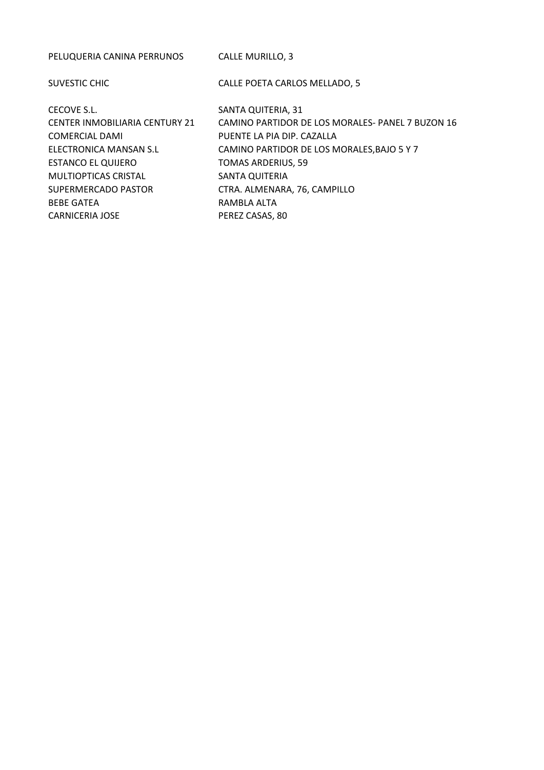| | |
|---|---|
| PELUQUERIA CANINA PERRUNOS | CALLE MURILLO, 3 |
| SUVESTIC CHIC | CALLE POETA CARLOS MELLADO, 5 |
| CECOVE S.L. | SANTA QUITERIA, 31 |
| CENTER INMOBILIARIA CENTURY 21 | CAMINO PARTIDOR DE LOS MORALES- PANEL 7 BUZON 16 |
| COMERCIAL DAMI | PUENTE LA PIA DIP. CAZALLA |
| ELECTRONICA MANSAN S.L | CAMINO PARTIDOR DE LOS MORALES,BAJO 5 Y 7 |
| ESTANCO EL QUIJERO | TOMAS ARDERIUS, 59 |
| MULTIOPTICAS CRISTAL | SANTA QUITERIA |
| SUPERMERCADO PASTOR | CTRA. ALMENARA, 76, CAMPILLO |
| BEBE GATEA | RAMBLA ALTA |
| CARNICERIA JOSE | PEREZ CASAS, 80 |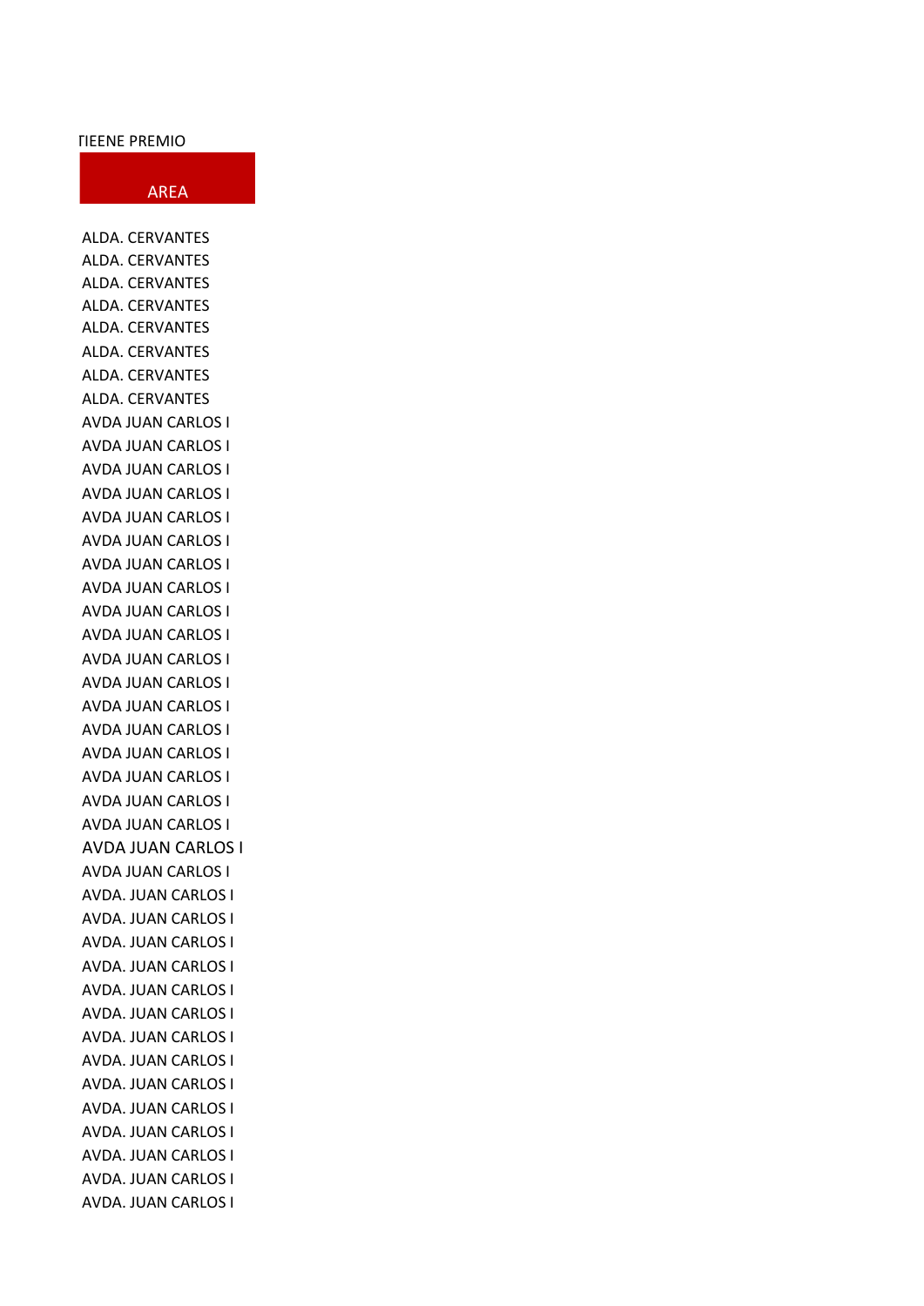TIEENE PREMIO

| AREA |
| --- |
| ALDA. CERVANTES |
| ALDA. CERVANTES |
| ALDA. CERVANTES |
| ALDA. CERVANTES |
| ALDA. CERVANTES |
| ALDA. CERVANTES |
| ALDA. CERVANTES |
| ALDA. CERVANTES |
| AVDA JUAN CARLOS I |
| AVDA JUAN CARLOS I |
| AVDA JUAN CARLOS I |
| AVDA JUAN CARLOS I |
| AVDA JUAN CARLOS I |
| AVDA JUAN CARLOS I |
| AVDA JUAN CARLOS I |
| AVDA JUAN CARLOS I |
| AVDA JUAN CARLOS I |
| AVDA JUAN CARLOS I |
| AVDA JUAN CARLOS I |
| AVDA JUAN CARLOS I |
| AVDA JUAN CARLOS I |
| AVDA JUAN CARLOS I |
| AVDA JUAN CARLOS I |
| AVDA JUAN CARLOS I |
| AVDA JUAN CARLOS I |
| AVDA JUAN CARLOS I |
| AVDA JUAN CARLOS I |
| AVDA JUAN CARLOS I |
| AVDA. JUAN CARLOS I |
| AVDA. JUAN CARLOS I |
| AVDA. JUAN CARLOS I |
| AVDA. JUAN CARLOS I |
| AVDA. JUAN CARLOS I |
| AVDA. JUAN CARLOS I |
| AVDA. JUAN CARLOS I |
| AVDA. JUAN CARLOS I |
| AVDA. JUAN CARLOS I |
| AVDA. JUAN CARLOS I |
| AVDA. JUAN CARLOS I |
| AVDA. JUAN CARLOS I |
| AVDA. JUAN CARLOS I |
| AVDA. JUAN CARLOS I |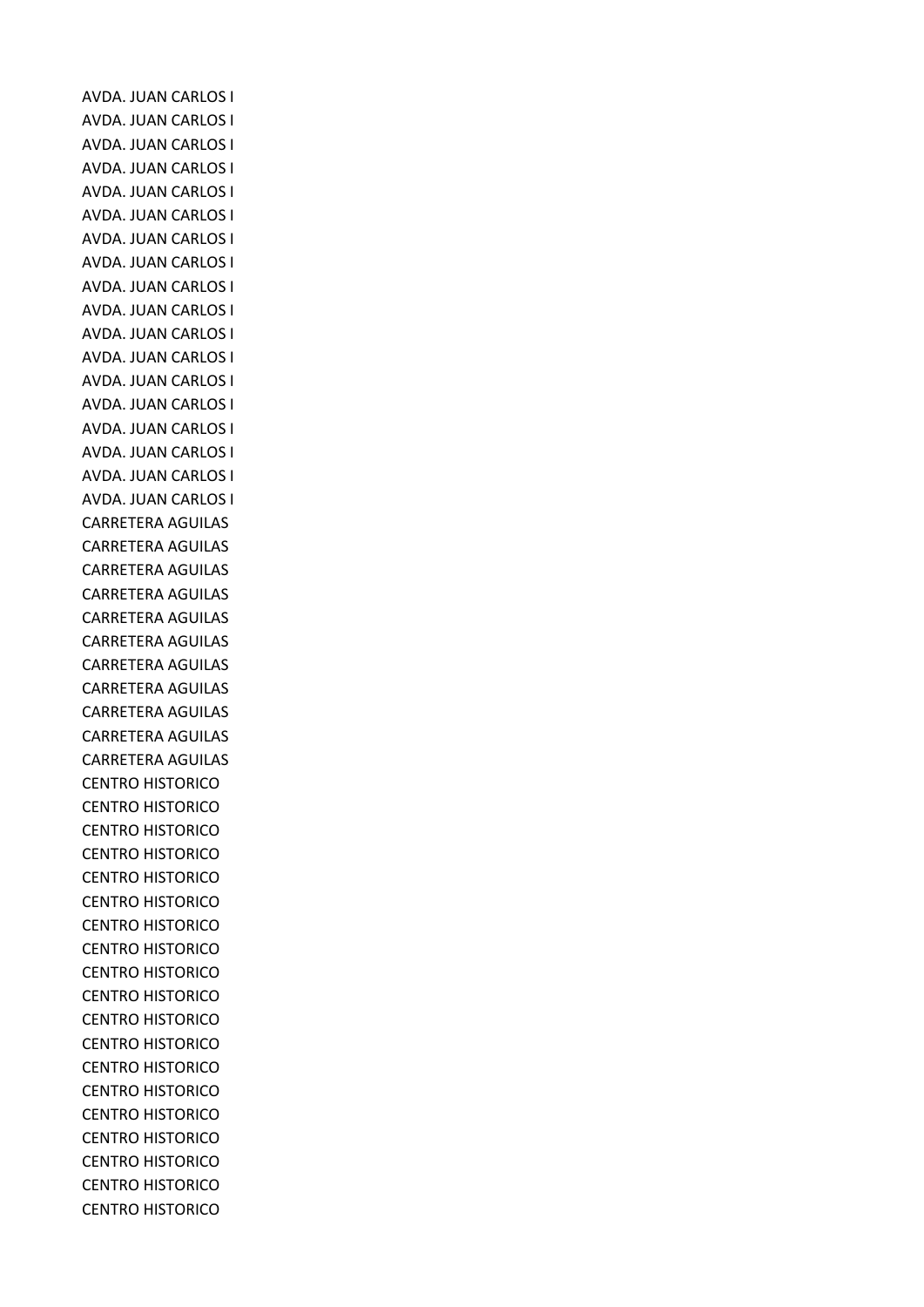AVDA. JUAN CARLOS I
AVDA. JUAN CARLOS I
AVDA. JUAN CARLOS I
AVDA. JUAN CARLOS I
AVDA. JUAN CARLOS I
AVDA. JUAN CARLOS I
AVDA. JUAN CARLOS I
AVDA. JUAN CARLOS I
AVDA. JUAN CARLOS I
AVDA. JUAN CARLOS I
AVDA. JUAN CARLOS I
AVDA. JUAN CARLOS I
AVDA. JUAN CARLOS I
AVDA. JUAN CARLOS I
AVDA. JUAN CARLOS I
AVDA. JUAN CARLOS I
AVDA. JUAN CARLOS I
AVDA. JUAN CARLOS I
CARRETERA AGUILAS
CARRETERA AGUILAS
CARRETERA AGUILAS
CARRETERA AGUILAS
CARRETERA AGUILAS
CARRETERA AGUILAS
CARRETERA AGUILAS
CARRETERA AGUILAS
CARRETERA AGUILAS
CARRETERA AGUILAS
CARRETERA AGUILAS
CENTRO HISTORICO
CENTRO HISTORICO
CENTRO HISTORICO
CENTRO HISTORICO
CENTRO HISTORICO
CENTRO HISTORICO
CENTRO HISTORICO
CENTRO HISTORICO
CENTRO HISTORICO
CENTRO HISTORICO
CENTRO HISTORICO
CENTRO HISTORICO
CENTRO HISTORICO
CENTRO HISTORICO
CENTRO HISTORICO
CENTRO HISTORICO
CENTRO HISTORICO
CENTRO HISTORICO
CENTRO HISTORICO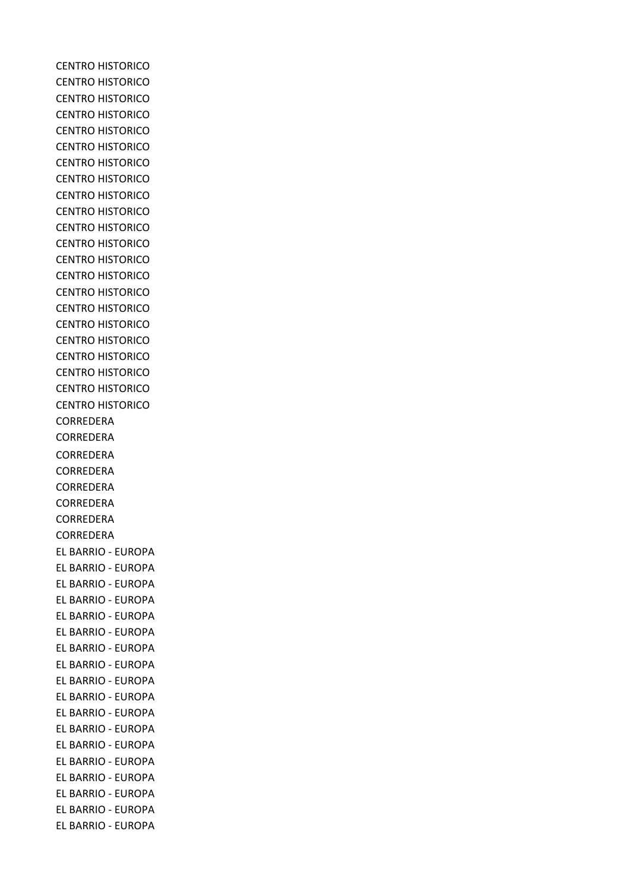CENTRO HISTORICO
CENTRO HISTORICO
CENTRO HISTORICO
CENTRO HISTORICO
CENTRO HISTORICO
CENTRO HISTORICO
CENTRO HISTORICO
CENTRO HISTORICO
CENTRO HISTORICO
CENTRO HISTORICO
CENTRO HISTORICO
CENTRO HISTORICO
CENTRO HISTORICO
CENTRO HISTORICO
CENTRO HISTORICO
CENTRO HISTORICO
CENTRO HISTORICO
CENTRO HISTORICO
CENTRO HISTORICO
CENTRO HISTORICO
CENTRO HISTORICO
CENTRO HISTORICO
CORREDERA
CORREDERA
CORREDERA
CORREDERA
CORREDERA
CORREDERA
CORREDERA
CORREDERA
EL BARRIO - EUROPA
EL BARRIO - EUROPA
EL BARRIO - EUROPA
EL BARRIO - EUROPA
EL BARRIO - EUROPA
EL BARRIO - EUROPA
EL BARRIO - EUROPA
EL BARRIO - EUROPA
EL BARRIO - EUROPA
EL BARRIO - EUROPA
EL BARRIO - EUROPA
EL BARRIO - EUROPA
EL BARRIO - EUROPA
EL BARRIO - EUROPA
EL BARRIO - EUROPA
EL BARRIO - EUROPA
EL BARRIO - EUROPA
EL BARRIO - EUROPA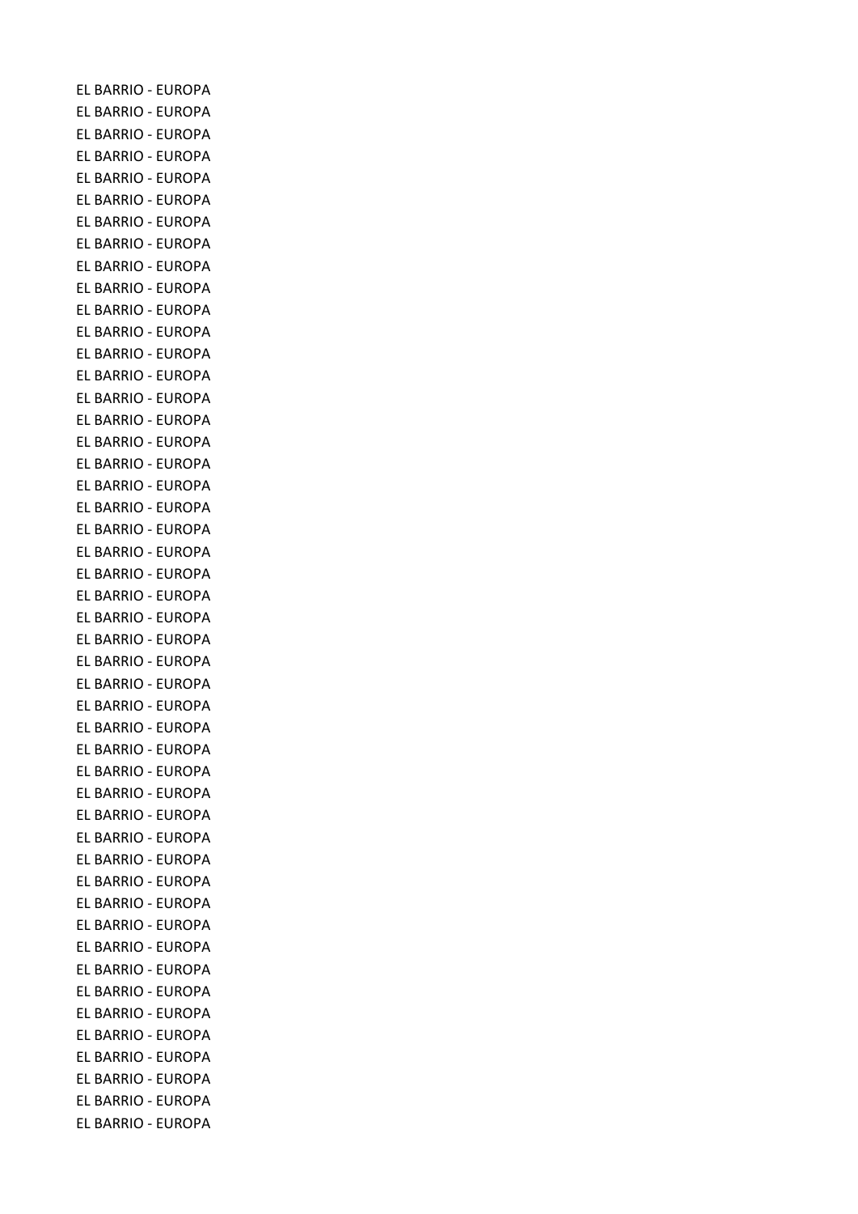EL BARRIO - EUROPA
EL BARRIO - EUROPA
EL BARRIO - EUROPA
EL BARRIO - EUROPA
EL BARRIO - EUROPA
EL BARRIO - EUROPA
EL BARRIO - EUROPA
EL BARRIO - EUROPA
EL BARRIO - EUROPA
EL BARRIO - EUROPA
EL BARRIO - EUROPA
EL BARRIO - EUROPA
EL BARRIO - EUROPA
EL BARRIO - EUROPA
EL BARRIO - EUROPA
EL BARRIO - EUROPA
EL BARRIO - EUROPA
EL BARRIO - EUROPA
EL BARRIO - EUROPA
EL BARRIO - EUROPA
EL BARRIO - EUROPA
EL BARRIO - EUROPA
EL BARRIO - EUROPA
EL BARRIO - EUROPA
EL BARRIO - EUROPA
EL BARRIO - EUROPA
EL BARRIO - EUROPA
EL BARRIO - EUROPA
EL BARRIO - EUROPA
EL BARRIO - EUROPA
EL BARRIO - EUROPA
EL BARRIO - EUROPA
EL BARRIO - EUROPA
EL BARRIO - EUROPA
EL BARRIO - EUROPA
EL BARRIO - EUROPA
EL BARRIO - EUROPA
EL BARRIO - EUROPA
EL BARRIO - EUROPA
EL BARRIO - EUROPA
EL BARRIO - EUROPA
EL BARRIO - EUROPA
EL BARRIO - EUROPA
EL BARRIO - EUROPA
EL BARRIO - EUROPA
EL BARRIO - EUROPA
EL BARRIO - EUROPA
EL BARRIO - EUROPA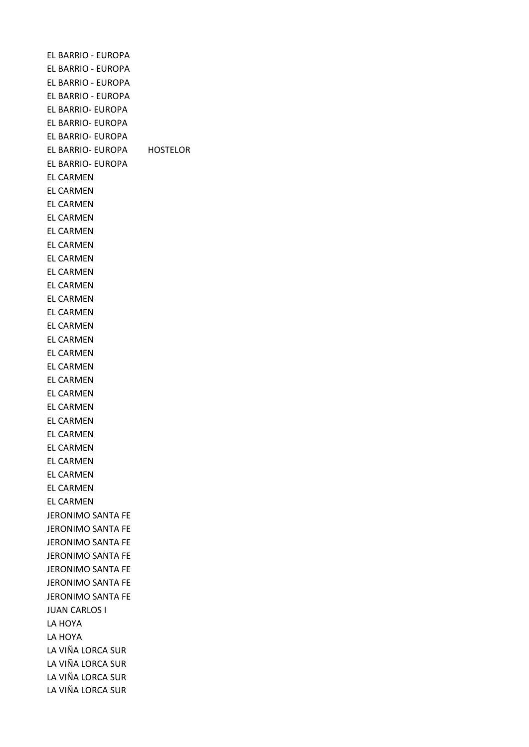| | |
|---|---|
| EL BARRIO - EUROPA | |
| EL BARRIO - EUROPA | |
| EL BARRIO - EUROPA | |
| EL BARRIO - EUROPA | |
| EL BARRIO- EUROPA | |
| EL BARRIO- EUROPA | |
| EL BARRIO- EUROPA | |
| EL BARRIO- EUROPA | HOSTELOR |
| EL BARRIO- EUROPA | |
| EL CARMEN | |
| EL CARMEN | |
| EL CARMEN | |
| EL CARMEN | |
| EL CARMEN | |
| EL CARMEN | |
| EL CARMEN | |
| EL CARMEN | |
| EL CARMEN | |
| EL CARMEN | |
| EL CARMEN | |
| EL CARMEN | |
| EL CARMEN | |
| EL CARMEN | |
| EL CARMEN | |
| EL CARMEN | |
| EL CARMEN | |
| EL CARMEN | |
| EL CARMEN | |
| EL CARMEN | |
| EL CARMEN | |
| EL CARMEN | |
| EL CARMEN | |
| EL CARMEN | |
| JERONIMO SANTA FE | |
| JERONIMO SANTA FE | |
| JERONIMO SANTA FE | |
| JERONIMO SANTA FE | |
| JERONIMO SANTA FE | |
| JERONIMO SANTA FE | |
| JERONIMO SANTA FE | |
| JUAN CARLOS I | |
| LA HOYA | |
| LA HOYA | |
| LA VIÑA LORCA SUR | |
| LA VIÑA LORCA SUR | |
| LA VIÑA LORCA SUR | |
| LA VIÑA LORCA SUR | |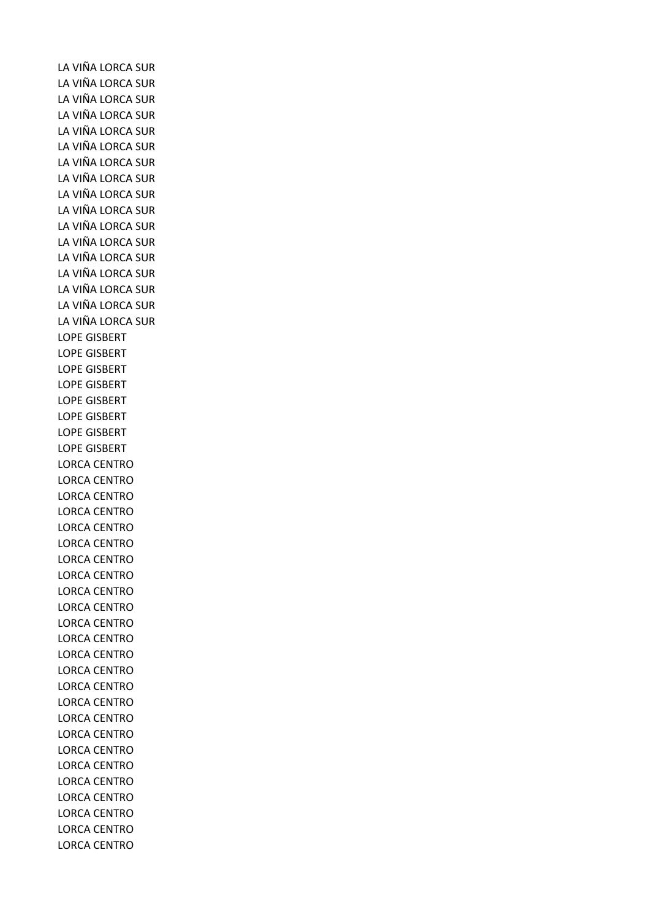LA VIÑA LORCA SUR
LA VIÑA LORCA SUR
LA VIÑA LORCA SUR
LA VIÑA LORCA SUR
LA VIÑA LORCA SUR
LA VIÑA LORCA SUR
LA VIÑA LORCA SUR
LA VIÑA LORCA SUR
LA VIÑA LORCA SUR
LA VIÑA LORCA SUR
LA VIÑA LORCA SUR
LA VIÑA LORCA SUR
LA VIÑA LORCA SUR
LA VIÑA LORCA SUR
LA VIÑA LORCA SUR
LA VIÑA LORCA SUR
LA VIÑA LORCA SUR
LOPE GISBERT
LOPE GISBERT
LOPE GISBERT
LOPE GISBERT
LOPE GISBERT
LOPE GISBERT
LOPE GISBERT
LOPE GISBERT
LORCA CENTRO
LORCA CENTRO
LORCA CENTRO
LORCA CENTRO
LORCA CENTRO
LORCA CENTRO
LORCA CENTRO
LORCA CENTRO
LORCA CENTRO
LORCA CENTRO
LORCA CENTRO
LORCA CENTRO
LORCA CENTRO
LORCA CENTRO
LORCA CENTRO
LORCA CENTRO
LORCA CENTRO
LORCA CENTRO
LORCA CENTRO
LORCA CENTRO
LORCA CENTRO
LORCA CENTRO
LORCA CENTRO
LORCA CENTRO
LORCA CENTRO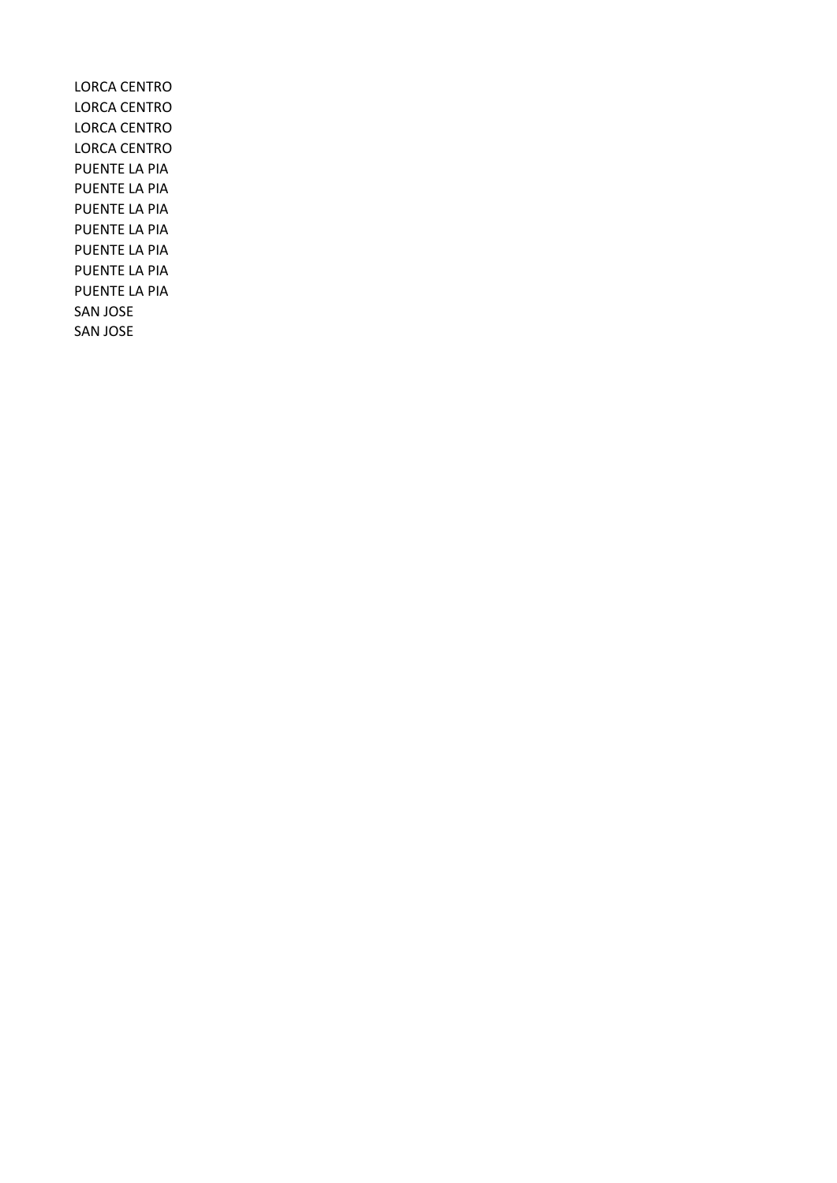LORCA CENTRO
LORCA CENTRO
LORCA CENTRO
LORCA CENTRO
PUENTE LA PIA
PUENTE LA PIA
PUENTE LA PIA
PUENTE LA PIA
PUENTE LA PIA
PUENTE LA PIA
PUENTE LA PIA
SAN JOSE
SAN JOSE